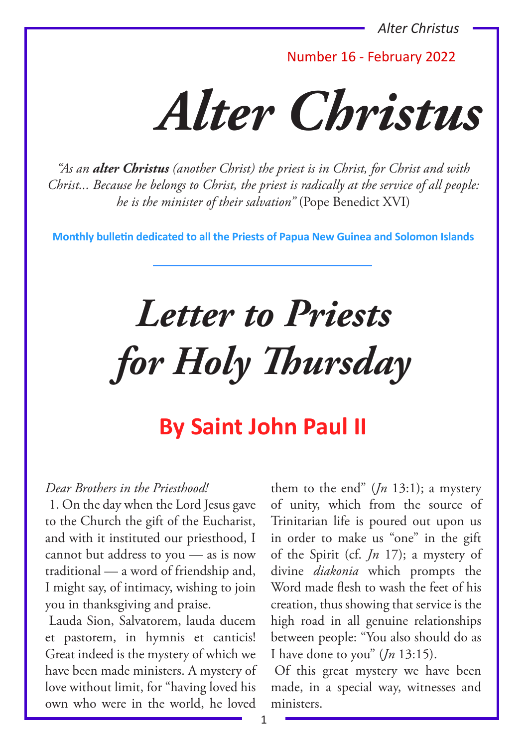Number 16 - February 2022

# Alter Christus

*"As an **alter Christus** (another Christ) the priest is in Christ, for Christ and with Christ... Because he belongs to Christ, the priest is radically at the service of all people: he is the minister of their salvation"* (Pope Benedict XVI)

**Monthly bulletin dedicated to all the Priests of Papua New Guinea and Solomon Islands**

# *Letter to Priests for Holy Thursday*

## By Saint John Paul II

*Dear Brothers in the Priesthood!*

1. On the day when the Lord Jesus gave to the Church the gift of the Eucharist, and with it instituted our priesthood, I cannot but address to you — as is now traditional — a word of friendship and, I might say, of intimacy, wishing to join you in thanksgiving and praise.

Lauda Sion, Salvatorem, lauda ducem et pastorem, in hymnis et canticis! Great indeed is the mystery of which we have been made ministers. A mystery of love without limit, for "having loved his own who were in the world, he loved them to the end" (*Jn* 13:1); a mystery of unity, which from the source of Trinitarian life is poured out upon us in order to make us "one" in the gift of the Spirit (cf. *Jn* 17); a mystery of divine *diakonia* which prompts the Word made flesh to wash the feet of his creation, thus showing that service is the high road in all genuine relationships between people: "You also should do as I have done to you" (*Jn* 13:15).

Of this great mystery we have been made, in a special way, witnesses and ministers.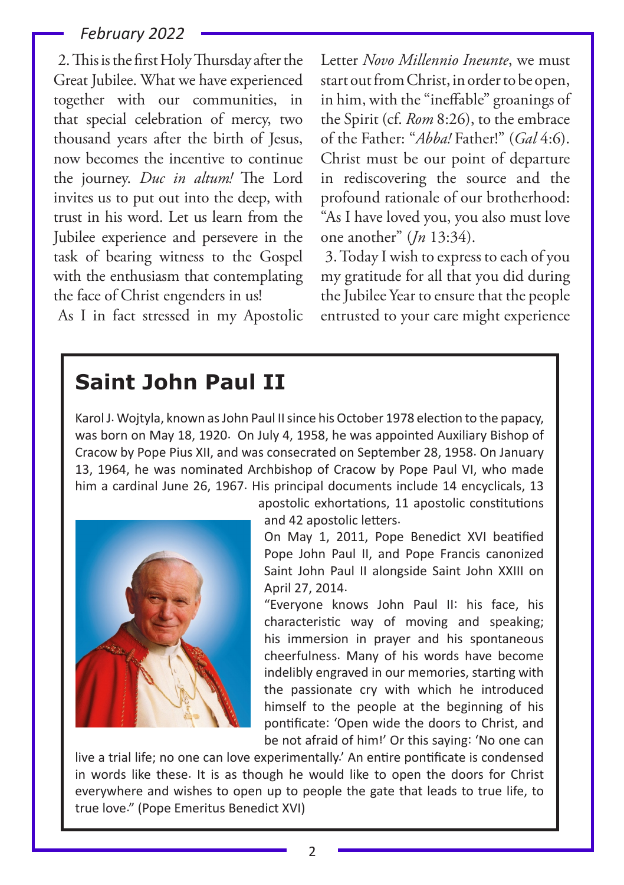2. This is the first Holy Thursday after the Great Jubilee. What we have experienced together with our communities, in that special celebration of mercy, two thousand years after the birth of Jesus, now becomes the incentive to continue the journey. *Duc in altum!* The Lord invites us to put out into the deep, with trust in his word. Let us learn from the Jubilee experience and persevere in the task of bearing witness to the Gospel with the enthusiasm that contemplating the face of Christ engenders in us!

As I in fact stressed in my Apostolic Letter *Novo Millennio Ineunte*, we must start out from Christ, in order to be open, in him, with the "ineffable" groanings of the Spirit (cf. *Rom* 8:26), to the embrace of the Father: "*Abba!* Father!" (*Gal* 4:6). Christ must be our point of departure in rediscovering the source and the profound rationale of our brotherhood: "As I have loved you, you also must love one another" (*Jn* 13:34).

3. Today I wish to express to each of you my gratitude for all that you did during the Jubilee Year to ensure that the people entrusted to your care might experience

## Saint John Paul II

Karol J. Wojtyla, known as John Paul II since his October 1978 election to the papacy, was born on May 18, 1920. On July 4, 1958, he was appointed Auxiliary Bishop of Cracow by Pope Pius XII, and was consecrated on September 28, 1958. On January 13, 1964, he was nominated Archbishop of Cracow by Pope Paul VI, who made him a cardinal June 26, 1967. His principal documents include 14 encyclicals, 13 apostolic exhortations, 11 apostolic constitutions and 42 apostolic letters.

On May 1, 2011, Pope Benedict XVI beatified Pope John Paul II, and Pope Francis canonized Saint John Paul II alongside Saint John XXIII on April 27, 2014.

"Everyone knows John Paul II: his face, his characteristic way of moving and speaking; his immersion in prayer and his spontaneous cheerfulness. Many of his words have become indelibly engraved in our memories, starting with the passionate cry with which he introduced himself to the people at the beginning of his pontificate: 'Open wide the doors to Christ, and be not afraid of him!' Or this saying: 'No one can live a trial life; no one can love experimentally.' An entire pontificate is condensed in words like these. It is as though he would like to open the doors for Christ everywhere and wishes to open up to people the gate that leads to true life, to true love." (Pope Emeritus Benedict XVI)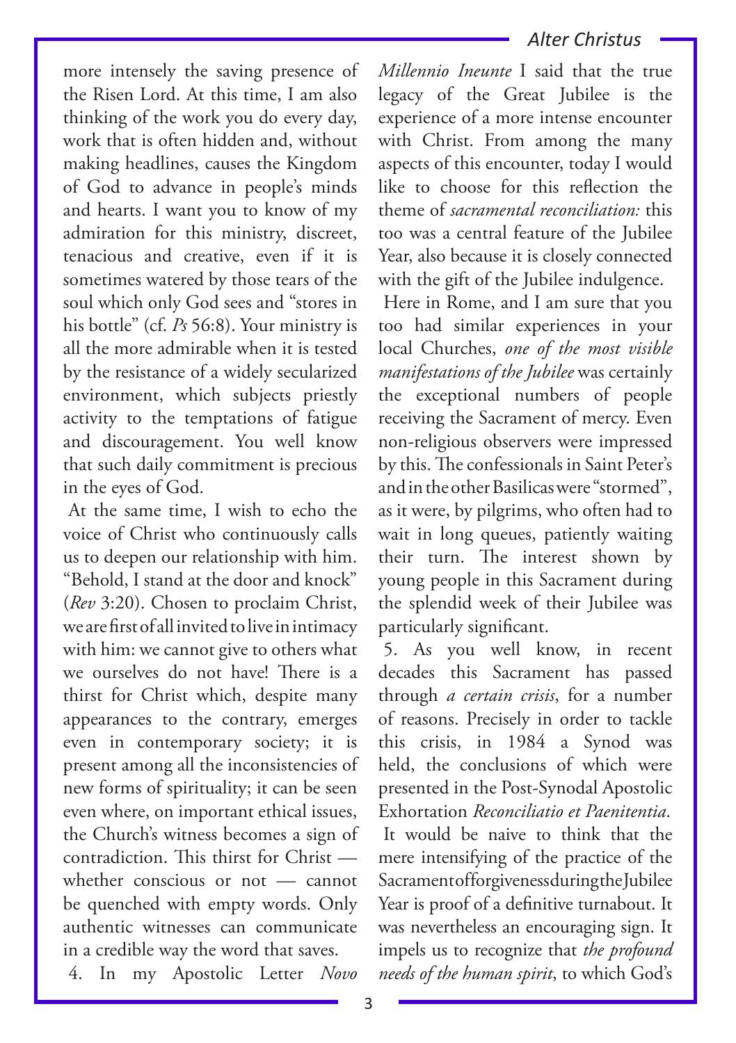more intensely the saving presence of the Risen Lord. At this time, I am also thinking of the work you do every day, work that is often hidden and, without making headlines, causes the Kingdom of God to advance in people's minds and hearts. I want you to know of my admiration for this ministry, discreet, tenacious and creative, even if it is sometimes watered by those tears of the soul which only God sees and "stores in his bottle" (cf. *Ps* 56:8). Your ministry is all the more admirable when it is tested by the resistance of a widely secularized environment, which subjects priestly activity to the temptations of fatigue and discouragement. You well know that such daily commitment is precious in the eyes of God.

At the same time, I wish to echo the voice of Christ who continuously calls us to deepen our relationship with him. "Behold, I stand at the door and knock" (*Rev* 3:20). Chosen to proclaim Christ, we are first of all invited to live in intimacy with him: we cannot give to others what we ourselves do not have! There is a thirst for Christ which, despite many appearances to the contrary, emerges even in contemporary society; it is present among all the inconsistencies of new forms of spirituality; it can be seen even where, on important ethical issues, the Church's witness becomes a sign of contradiction. This thirst for Christ — whether conscious or not — cannot be quenched with empty words. Only authentic witnesses can communicate in a credible way the word that saves.

4. In my Apostolic Letter *Novo Millennio Ineunte* I said that the true legacy of the Great Jubilee is the experience of a more intense encounter with Christ. From among the many aspects of this encounter, today I would like to choose for this reflection the theme of *sacramental reconciliation:* this too was a central feature of the Jubilee Year, also because it is closely connected with the gift of the Jubilee indulgence.

Here in Rome, and I am sure that you too had similar experiences in your local Churches, *one of the most visible manifestations of the Jubilee* was certainly the exceptional numbers of people receiving the Sacrament of mercy. Even non-religious observers were impressed by this. The confessionals in Saint Peter's and in the other Basilicas were "stormed", as it were, by pilgrims, who often had to wait in long queues, patiently waiting their turn. The interest shown by young people in this Sacrament during the splendid week of their Jubilee was particularly significant.

5. As you well know, in recent decades this Sacrament has passed through *a certain crisis*, for a number of reasons. Precisely in order to tackle this crisis, in 1984 a Synod was held, the conclusions of which were presented in the Post-Synodal Apostolic Exhortation *Reconciliatio et Paenitentia*.

It would be naive to think that the mere intensifying of the practice of the Sacrament of forgiveness during the Jubilee Year is proof of a definitive turnabout. It was nevertheless an encouraging sign. It impels us to recognize that *the profound needs of the human spirit*, to which God's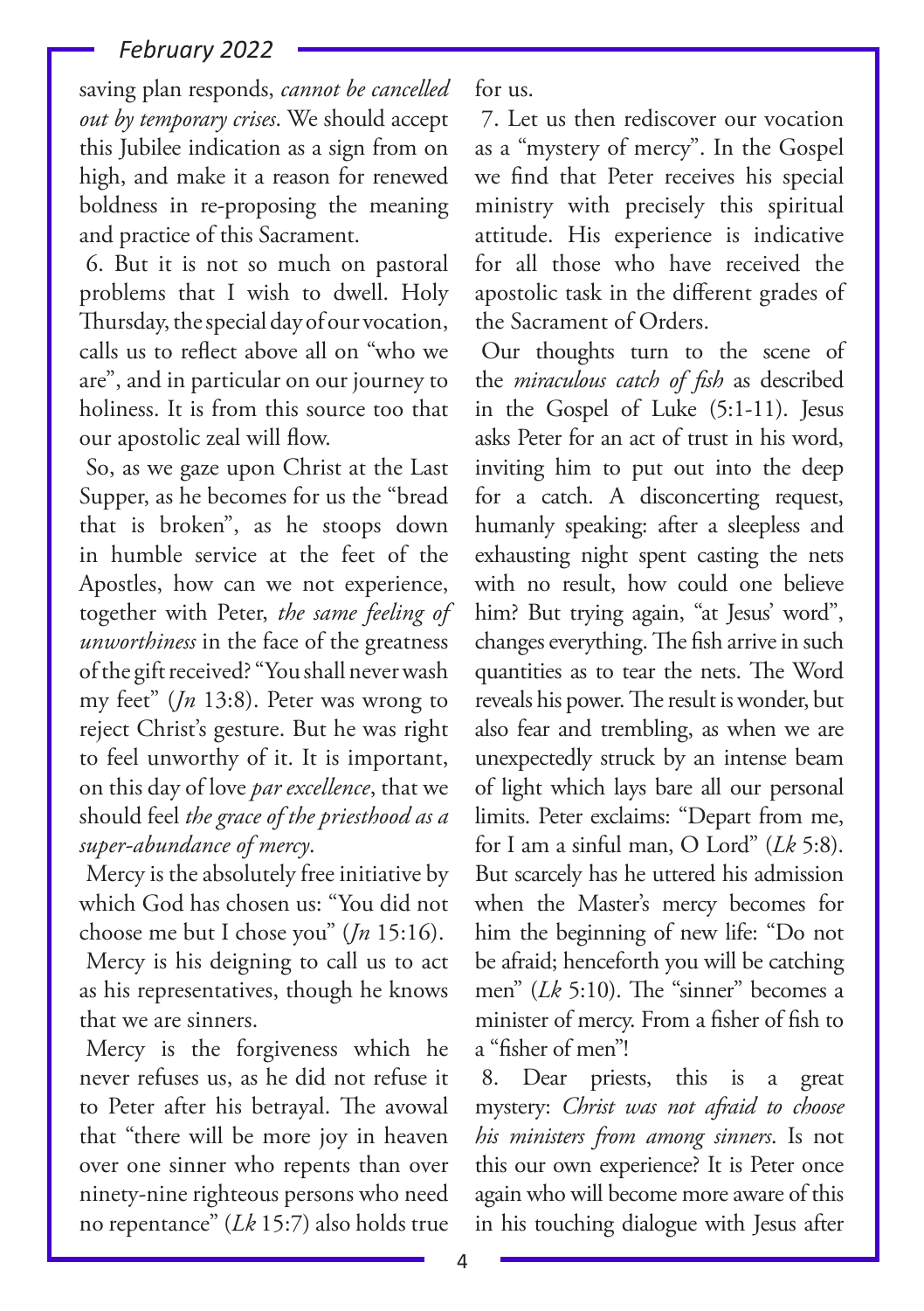saving plan responds, *cannot be cancelled out by temporary crises*. We should accept this Jubilee indication as a sign from on high, and make it a reason for renewed boldness in re-proposing the meaning and practice of this Sacrament.

6. But it is not so much on pastoral problems that I wish to dwell. Holy Thursday, the special day of our vocation, calls us to reflect above all on "who we are", and in particular on our journey to holiness. It is from this source too that our apostolic zeal will flow.

So, as we gaze upon Christ at the Last Supper, as he becomes for us the "bread that is broken", as he stoops down in humble service at the feet of the Apostles, how can we not experience, together with Peter, *the same feeling of unworthiness* in the face of the greatness of the gift received? "You shall never wash my feet" (*Jn* 13:8). Peter was wrong to reject Christ's gesture. But he was right to feel unworthy of it. It is important, on this day of love *par excellence*, that we should feel *the grace of the priesthood as a super-abundance of mercy*.

Mercy is the absolutely free initiative by which God has chosen us: "You did not choose me but I chose you" (*Jn* 15:16).

Mercy is his deigning to call us to act as his representatives, though he knows that we are sinners.

Mercy is the forgiveness which he never refuses us, as he did not refuse it to Peter after his betrayal. The avowal that "there will be more joy in heaven over one sinner who repents than over ninety-nine righteous persons who need no repentance" (*Lk* 15:7) also holds true for us.

7. Let us then rediscover our vocation as a "mystery of mercy". In the Gospel we find that Peter receives his special ministry with precisely this spiritual attitude. His experience is indicative for all those who have received the apostolic task in the different grades of the Sacrament of Orders.

Our thoughts turn to the scene of the *miraculous catch of fish* as described in the Gospel of Luke (5:1-11). Jesus asks Peter for an act of trust in his word, inviting him to put out into the deep for a catch. A disconcerting request, humanly speaking: after a sleepless and exhausting night spent casting the nets with no result, how could one believe him? But trying again, "at Jesus' word", changes everything. The fish arrive in such quantities as to tear the nets. The Word reveals his power. The result is wonder, but also fear and trembling, as when we are unexpectedly struck by an intense beam of light which lays bare all our personal limits. Peter exclaims: "Depart from me, for I am a sinful man, O Lord" (*Lk* 5:8). But scarcely has he uttered his admission when the Master's mercy becomes for him the beginning of new life: "Do not be afraid; henceforth you will be catching men" (*Lk* 5:10). The "sinner" becomes a minister of mercy. From a fisher of fish to a "fisher of men"!

8. Dear priests, this is a great mystery: *Christ was not afraid to choose his ministers from among sinners*. Is not this our own experience? It is Peter once again who will become more aware of this in his touching dialogue with Jesus after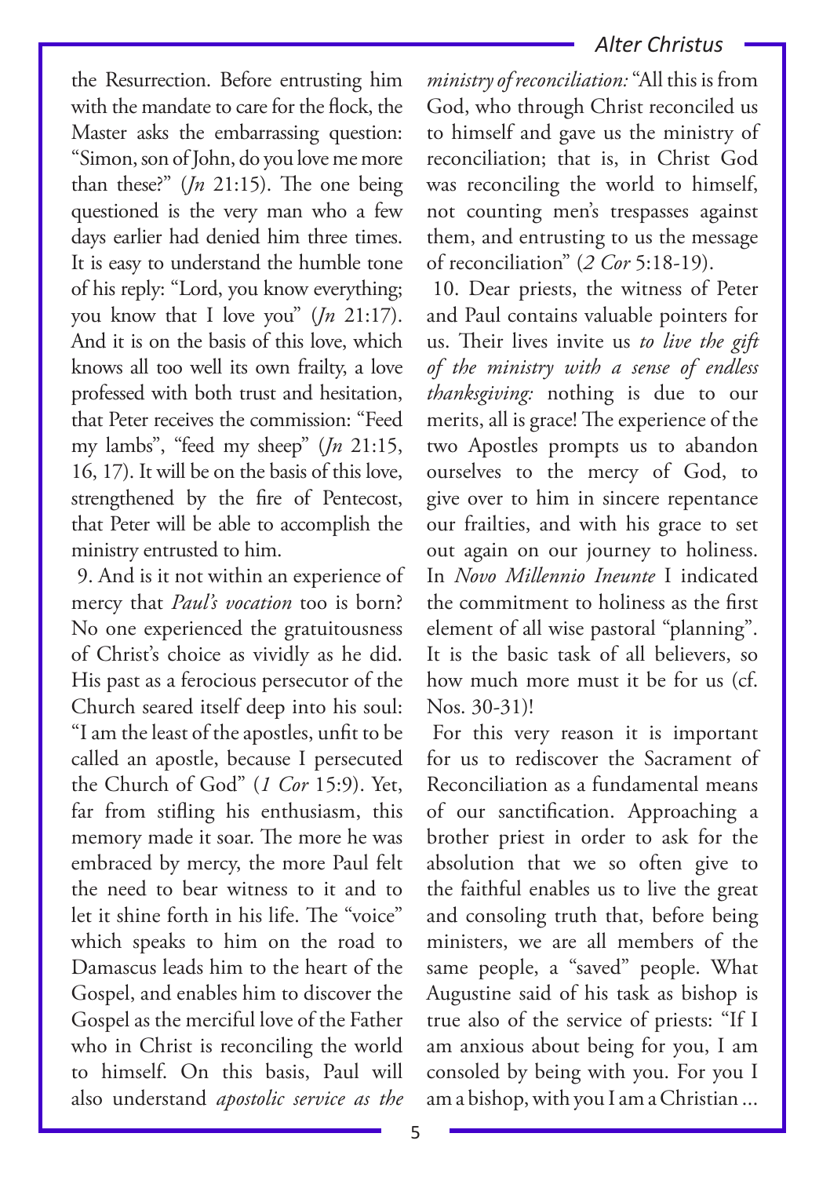the Resurrection. Before entrusting him with the mandate to care for the flock, the Master asks the embarrassing question: "Simon, son of John, do you love me more than these?" (*Jn* 21:15). The one being questioned is the very man who a few days earlier had denied him three times. It is easy to understand the humble tone of his reply: "Lord, you know everything; you know that I love you" (*Jn* 21:17). And it is on the basis of this love, which knows all too well its own frailty, a love professed with both trust and hesitation, that Peter receives the commission: "Feed my lambs", "feed my sheep" (*Jn* 21:15, 16, 17). It will be on the basis of this love, strengthened by the fire of Pentecost, that Peter will be able to accomplish the ministry entrusted to him.

9. And is it not within an experience of mercy that *Paul's vocation* too is born? No one experienced the gratuitousness of Christ's choice as vividly as he did. His past as a ferocious persecutor of the Church seared itself deep into his soul: "I am the least of the apostles, unfit to be called an apostle, because I persecuted the Church of God" (*1 Cor* 15:9). Yet, far from stifling his enthusiasm, this memory made it soar. The more he was embraced by mercy, the more Paul felt the need to bear witness to it and to let it shine forth in his life. The "voice" which speaks to him on the road to Damascus leads him to the heart of the Gospel, and enables him to discover the Gospel as the merciful love of the Father who in Christ is reconciling the world to himself. On this basis, Paul will also understand *apostolic service as the ministry of reconciliation:* "All this is from God, who through Christ reconciled us to himself and gave us the ministry of reconciliation; that is, in Christ God was reconciling the world to himself, not counting men's trespasses against them, and entrusting to us the message of reconciliation" (*2 Cor* 5:18-19).

10. Dear priests, the witness of Peter and Paul contains valuable pointers for us. Their lives invite us *to live the gift of the ministry with a sense of endless thanksgiving:* nothing is due to our merits, all is grace! The experience of the two Apostles prompts us to abandon ourselves to the mercy of God, to give over to him in sincere repentance our frailties, and with his grace to set out again on our journey to holiness. In *Novo Millennio Ineunte* I indicated the commitment to holiness as the first element of all wise pastoral "planning". It is the basic task of all believers, so how much more must it be for us (cf. Nos. 30-31)!

For this very reason it is important for us to rediscover the Sacrament of Reconciliation as a fundamental means of our sanctification. Approaching a brother priest in order to ask for the absolution that we so often give to the faithful enables us to live the great and consoling truth that, before being ministers, we are all members of the same people, a "saved" people. What Augustine said of his task as bishop is true also of the service of priests: "If I am anxious about being for you, I am consoled by being with you. For you I am a bishop, with you I am a Christian ...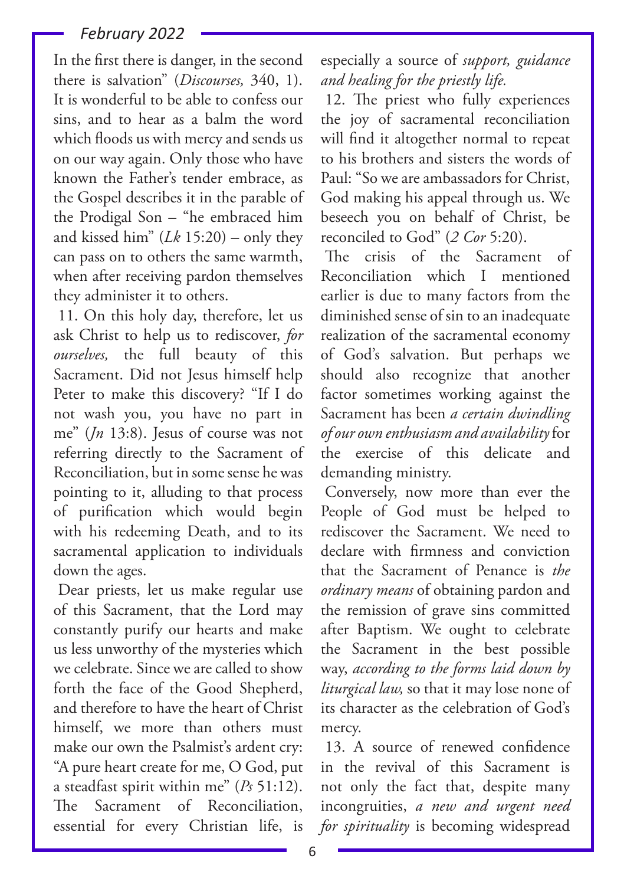In the first there is danger, in the second there is salvation" (*Discourses,* 340, 1). It is wonderful to be able to confess our sins, and to hear as a balm the word which floods us with mercy and sends us on our way again. Only those who have known the Father's tender embrace, as the Gospel describes it in the parable of the Prodigal Son – "he embraced him and kissed him" (*Lk* 15:20) – only they can pass on to others the same warmth, when after receiving pardon themselves they administer it to others.

11. On this holy day, therefore, let us ask Christ to help us to rediscover, *for ourselves,* the full beauty of this Sacrament. Did not Jesus himself help Peter to make this discovery? "If I do not wash you, you have no part in me" (*Jn* 13:8). Jesus of course was not referring directly to the Sacrament of Reconciliation, but in some sense he was pointing to it, alluding to that process of purification which would begin with his redeeming Death, and to its sacramental application to individuals down the ages.

Dear priests, let us make regular use of this Sacrament, that the Lord may constantly purify our hearts and make us less unworthy of the mysteries which we celebrate. Since we are called to show forth the face of the Good Shepherd, and therefore to have the heart of Christ himself, we more than others must make our own the Psalmist's ardent cry: "A pure heart create for me, O God, put a steadfast spirit within me" (*Ps* 51:12). The Sacrament of Reconciliation, essential for every Christian life, is especially a source of *support, guidance and healing for the priestly life.*

12. The priest who fully experiences the joy of sacramental reconciliation will find it altogether normal to repeat to his brothers and sisters the words of Paul: "So we are ambassadors for Christ, God making his appeal through us. We beseech you on behalf of Christ, be reconciled to God" (*2 Cor* 5:20).

The crisis of the Sacrament of Reconciliation which I mentioned earlier is due to many factors from the diminished sense of sin to an inadequate realization of the sacramental economy of God's salvation. But perhaps we should also recognize that another factor sometimes working against the Sacrament has been *a certain dwindling of our own enthusiasm and availability* for the exercise of this delicate and demanding ministry.

Conversely, now more than ever the People of God must be helped to rediscover the Sacrament. We need to declare with firmness and conviction that the Sacrament of Penance is *the ordinary means* of obtaining pardon and the remission of grave sins committed after Baptism. We ought to celebrate the Sacrament in the best possible way, *according to the forms laid down by liturgical law,* so that it may lose none of its character as the celebration of God's mercy.

13. A source of renewed confidence in the revival of this Sacrament is not only the fact that, despite many incongruities, *a new and urgent need for spirituality* is becoming widespread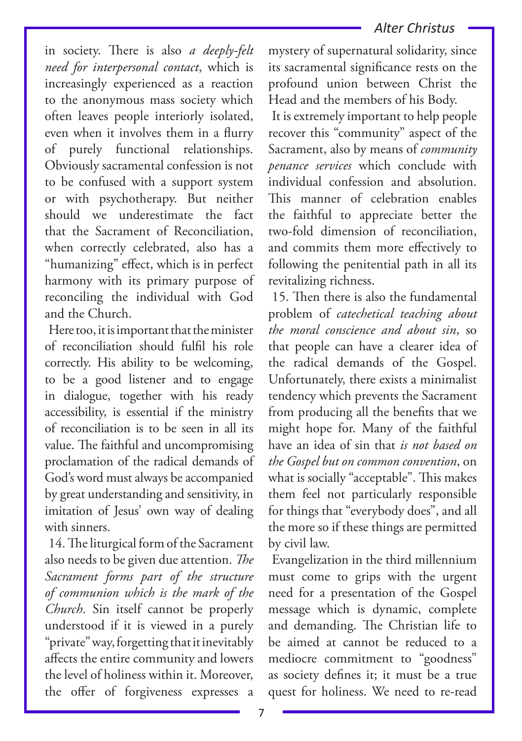in society. There is also *a deeply-felt need for interpersonal contact*, which is increasingly experienced as a reaction to the anonymous mass society which often leaves people interiorly isolated, even when it involves them in a flurry of purely functional relationships. Obviously sacramental confession is not to be confused with a support system or with psychotherapy. But neither should we underestimate the fact that the Sacrament of Reconciliation, when correctly celebrated, also has a "humanizing" effect, which is in perfect harmony with its primary purpose of reconciling the individual with God and the Church.

Here too, it is important that the minister of reconciliation should fulfil his role correctly. His ability to be welcoming, to be a good listener and to engage in dialogue, together with his ready accessibility, is essential if the ministry of reconciliation is to be seen in all its value. The faithful and uncompromising proclamation of the radical demands of God's word must always be accompanied by great understanding and sensitivity, in imitation of Jesus' own way of dealing with sinners.

14. The liturgical form of the Sacrament also needs to be given due attention. *The Sacrament forms part of the structure of communion which is the mark of the Church*. Sin itself cannot be properly understood if it is viewed in a purely "private" way, forgetting that it inevitably affects the entire community and lowers the level of holiness within it. Moreover, the offer of forgiveness expresses a mystery of supernatural solidarity, since its sacramental significance rests on the profound union between Christ the Head and the members of his Body.

It is extremely important to help people recover this "community" aspect of the Sacrament, also by means of *community penance services* which conclude with individual confession and absolution. This manner of celebration enables the faithful to appreciate better the two-fold dimension of reconciliation, and commits them more effectively to following the penitential path in all its revitalizing richness.

15. Then there is also the fundamental problem of *catechetical teaching about the moral conscience and about sin*, so that people can have a clearer idea of the radical demands of the Gospel. Unfortunately, there exists a minimalist tendency which prevents the Sacrament from producing all the benefits that we might hope for. Many of the faithful have an idea of sin that *is not based on the Gospel but on common convention*, on what is socially "acceptable". This makes them feel not particularly responsible for things that "everybody does", and all the more so if these things are permitted by civil law.

Evangelization in the third millennium must come to grips with the urgent need for a presentation of the Gospel message which is dynamic, complete and demanding. The Christian life to be aimed at cannot be reduced to a mediocre commitment to "goodness" as society defines it; it must be a true quest for holiness. We need to re-read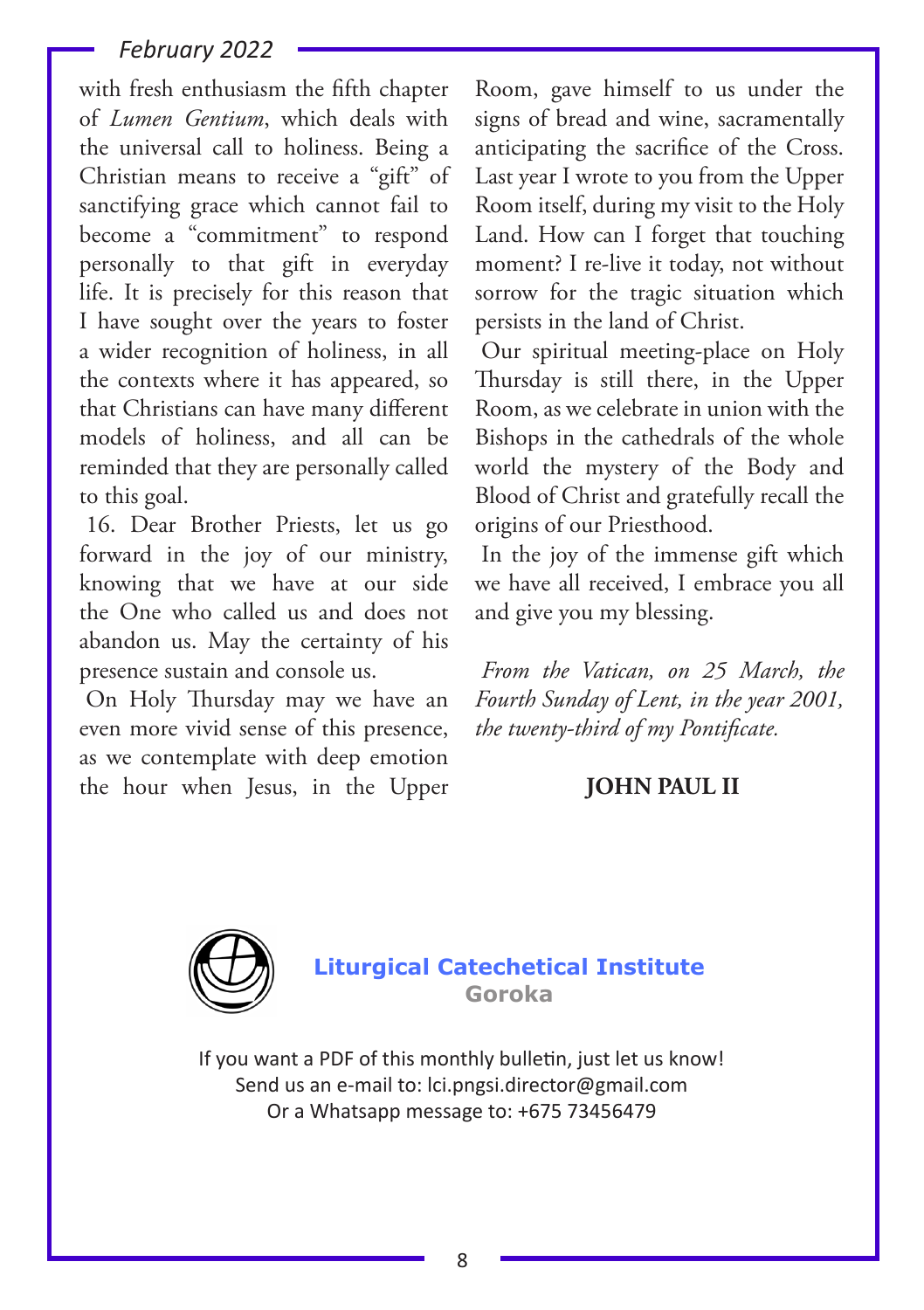with fresh enthusiasm the fifth chapter of *Lumen Gentium*, which deals with the universal call to holiness. Being a Christian means to receive a "gift" of sanctifying grace which cannot fail to become a "commitment" to respond personally to that gift in everyday life. It is precisely for this reason that I have sought over the years to foster a wider recognition of holiness, in all the contexts where it has appeared, so that Christians can have many different models of holiness, and all can be reminded that they are personally called to this goal.

16. Dear Brother Priests, let us go forward in the joy of our ministry, knowing that we have at our side the One who called us and does not abandon us. May the certainty of his presence sustain and console us.

On Holy Thursday may we have an even more vivid sense of this presence, as we contemplate with deep emotion the hour when Jesus, in the Upper Room, gave himself to us under the signs of bread and wine, sacramentally anticipating the sacrifice of the Cross. Last year I wrote to you from the Upper Room itself, during my visit to the Holy Land. How can I forget that touching moment? I re-live it today, not without sorrow for the tragic situation which persists in the land of Christ.

Our spiritual meeting-place on Holy Thursday is still there, in the Upper Room, as we celebrate in union with the Bishops in the cathedrals of the whole world the mystery of the Body and Blood of Christ and gratefully recall the origins of our Priesthood.

In the joy of the immense gift which we have all received, I embrace you all and give you my blessing.

*From the Vatican, on 25 March, the Fourth Sunday of Lent, in the year 2001, the twenty-third of my Pontificate.*

**JOHN PAUL II**

**Liturgical Catechetical Institute**
**Goroka**

If you want a PDF of this monthly bulletin, just let us know!
Send us an e-mail to: lci.pngsi.director@gmail.com
Or a Whatsapp message to: +675 73456479